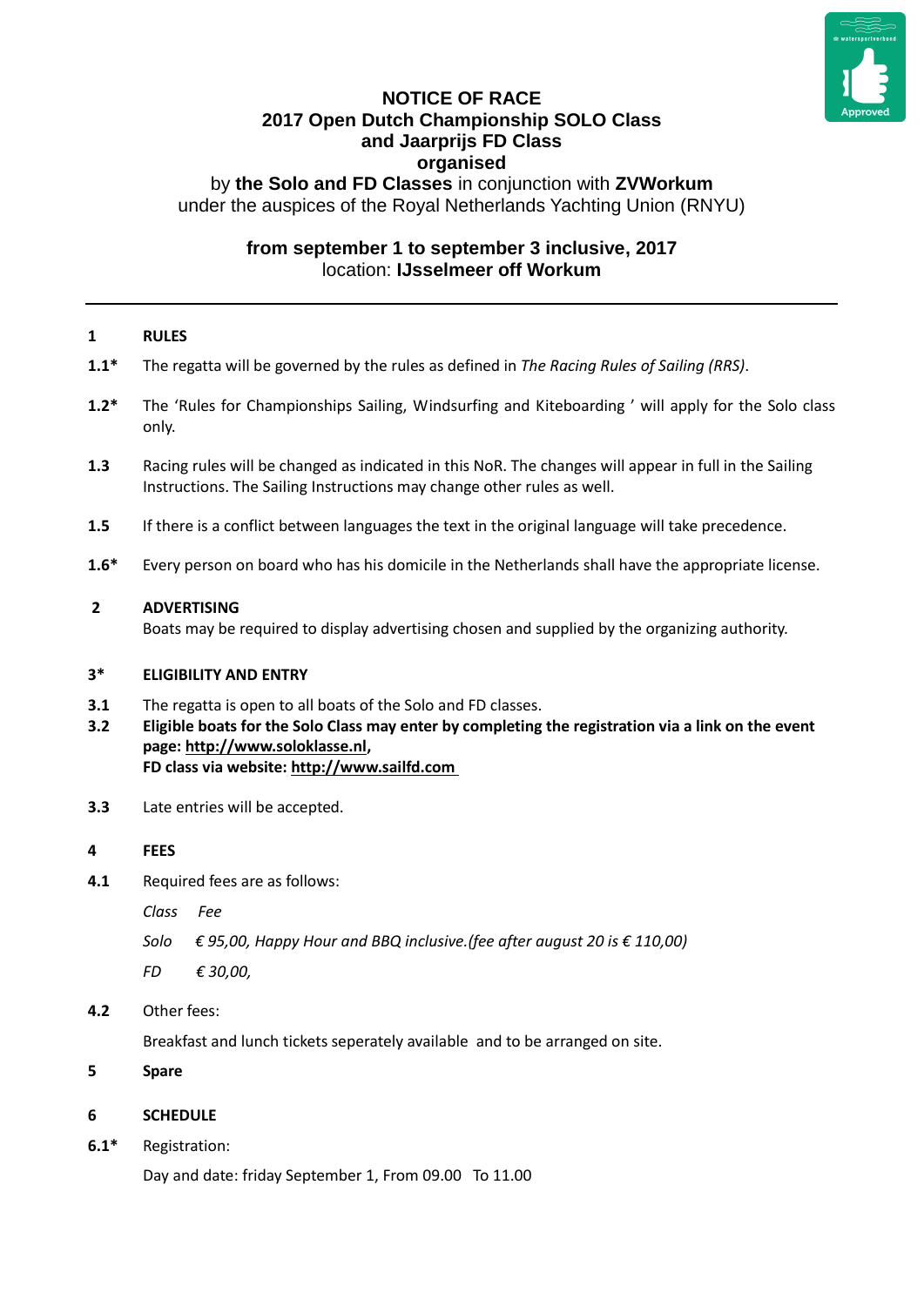# NOTICE OF RACE
## 2017 Open Dutch Championship SOLO Class and Jaarprijs FD Class organised

by **the Solo and FD Classes** in conjunction with **ZVWorkum**
under the auspices of the Royal Netherlands Yachting Union (RNYU)

**from september 1 to september 3 inclusive, 2017**
location: **IJsselmeer off Workum**

---

**1 RULES**

**1.1*** The regatta will be governed by the rules as defined in *The Racing Rules of Sailing (RRS)*.

**1.2*** The 'Rules for Championships Sailing, Windsurfing and Kiteboarding ' will apply for the Solo class only.

**1.3** Racing rules will be changed as indicated in this NoR. The changes will appear in full in the Sailing Instructions. The Sailing Instructions may change other rules as well.

**1.5** If there is a conflict between languages the text in the original language will take precedence.

**1.6*** Every person on board who has his domicile in the Netherlands shall have the appropriate license.

**2 ADVERTISING**

Boats may be required to display advertising chosen and supplied by the organizing authority.

**3* ELIGIBILITY AND ENTRY**

**3.1** The regatta is open to all boats of the Solo and FD classes.

**3.2** **Eligible boats for the Solo Class may enter by completing the registration via a link on the event page: http://www.soloklasse.nl,**
**FD class via website: http://www.sailfd.com**

**3.3** Late entries will be accepted.

**4 FEES**

**4.1** Required fees are as follows:

| *Class* | *Fee* |
|---|---|
| *Solo* | *€ 95,00, Happy Hour and BBQ inclusive.(fee after august 20 is € 110,00)* |
| *FD* | *€ 30,00,* |

**4.2** Other fees:

Breakfast and lunch tickets seperately available and to be arranged on site.

**5 Spare**

**6 SCHEDULE**

**6.1*** Registration:

Day and date: friday September 1, From 09.00 To 11.00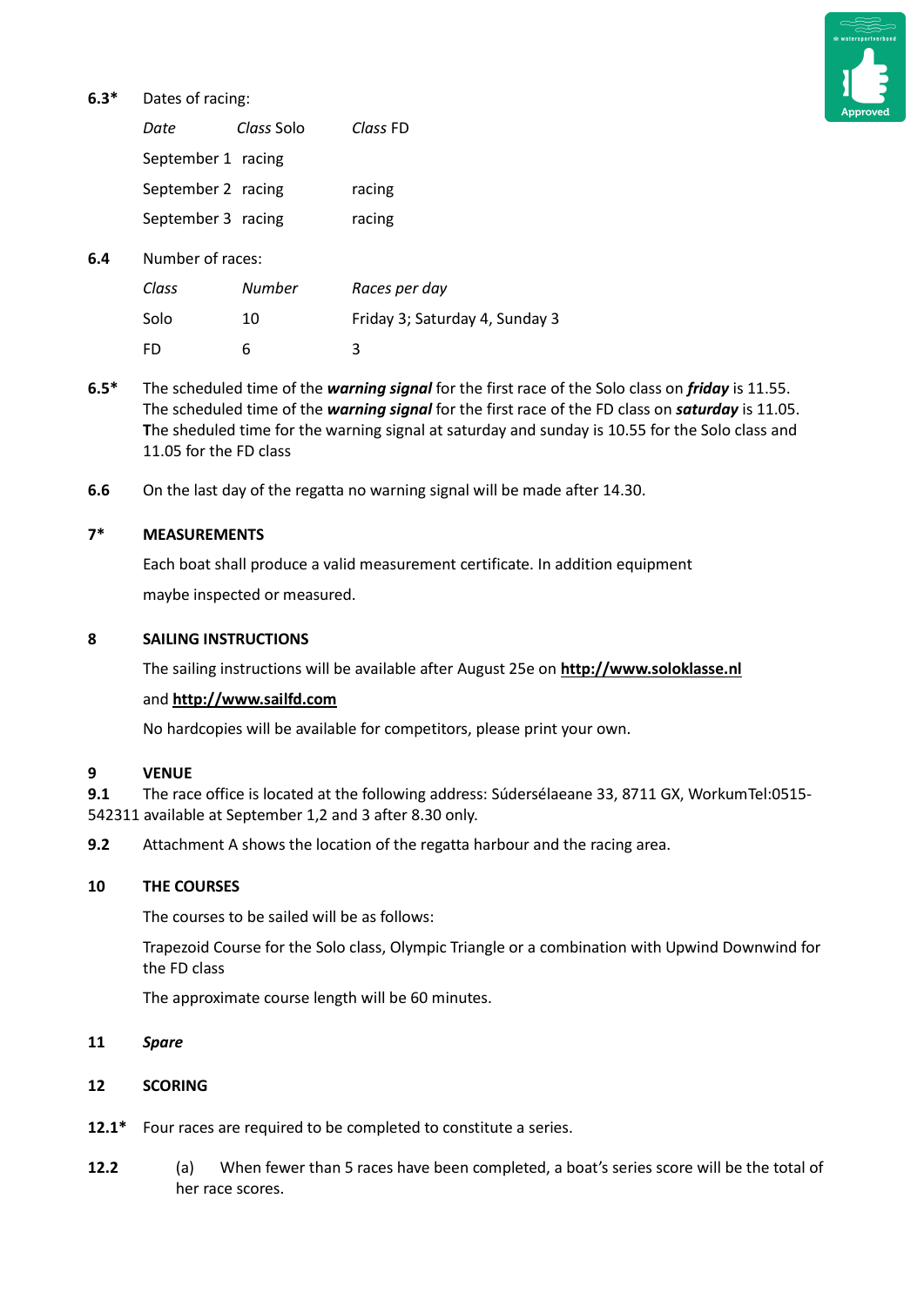**6.3*** Dates of racing:

| *Date* | *Class* Solo | *Class* FD |
|---|---|---|
| September 1 | racing | |
| September 2 | racing | racing |
| September 3 | racing | racing |

**6.4** Number of races:

| *Class* | *Number* | *Races per day* |
|---|---|---|
| Solo | 10 | Friday 3; Saturday 4, Sunday 3 |
| FD | 6 | 3 |

**6.5*** The scheduled time of the ***warning signal*** for the first race of the Solo class on ***friday*** is 11.55. The scheduled time of the ***warning signal*** for the first race of the FD class on ***saturday*** is 11.05. **T**he sheduled time for the warning signal at saturday and sunday is 10.55 for the Solo class and 11.05 for the FD class

**6.6** On the last day of the regatta no warning signal will be made after 14.30.

**7*** **MEASUREMENTS**

Each boat shall produce a valid measurement certificate. In addition equipment

maybe inspected or measured.

**8** **SAILING INSTRUCTIONS**

The sailing instructions will be available after August 25e on **http://www.soloklasse.nl**

and **http://www.sailfd.com**

No hardcopies will be available for competitors, please print your own.

**9** **VENUE**

**9.1** The race office is located at the following address: Súdersélaeane 33, 8711 GX, WorkumTel:0515-542311 available at September 1,2 and 3 after 8.30 only.

**9.2** Attachment A shows the location of the regatta harbour and the racing area.

**10** **THE COURSES**

The courses to be sailed will be as follows:

Trapezoid Course for the Solo class, Olympic Triangle or a combination with Upwind Downwind for the FD class

The approximate course length will be 60 minutes.

**11** ***Spare***

**12** **SCORING**

**12.1*** Four races are required to be completed to constitute a series.

**12.2** (a) When fewer than 5 races have been completed, a boat's series score will be the total of her race scores.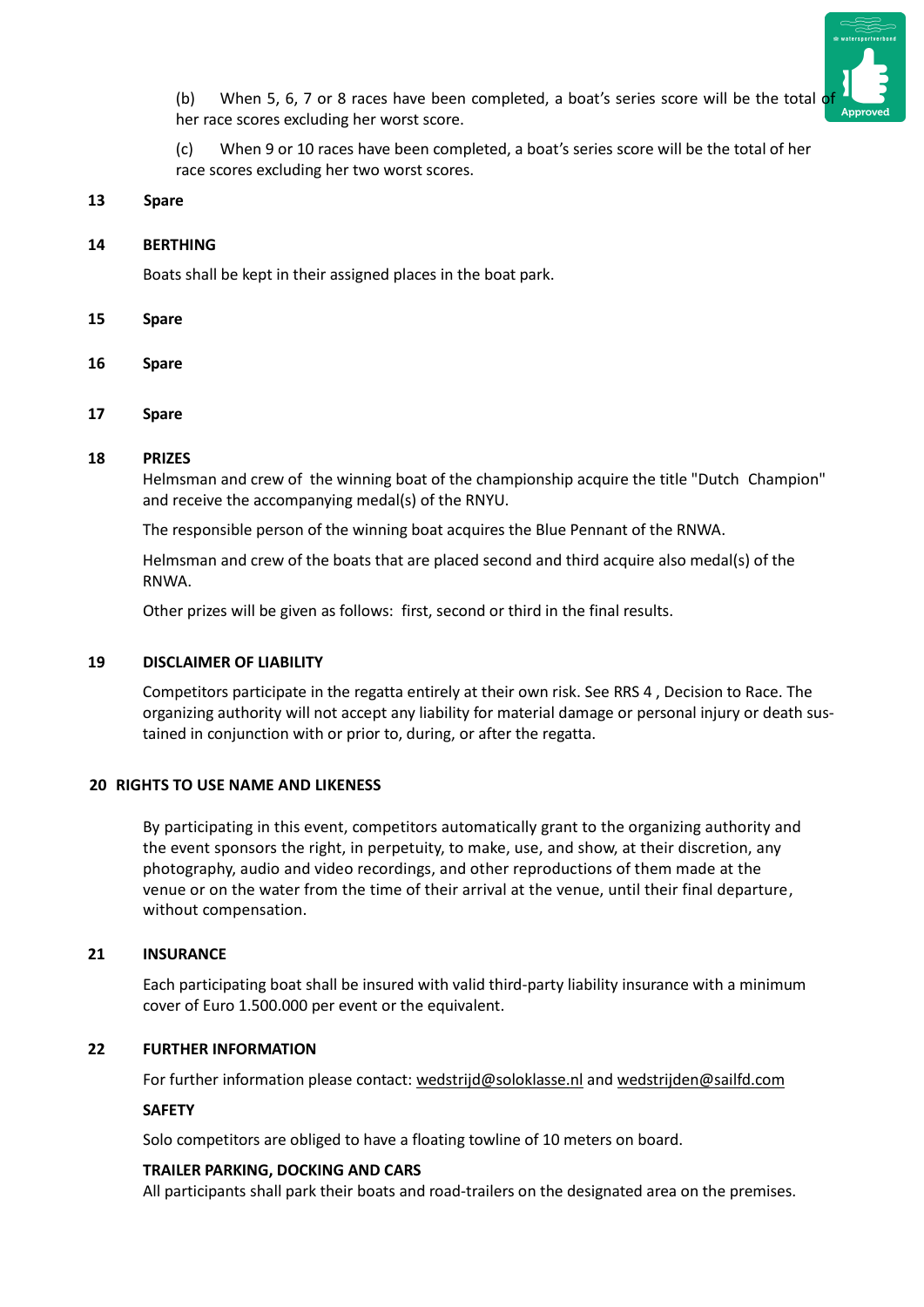(b) When 5, 6, 7 or 8 races have been completed, a boat's series score will be the total of her race scores excluding her worst score.

(c) When 9 or 10 races have been completed, a boat's series score will be the total of her race scores excluding her two worst scores.

## 13 Spare

## 14 BERTHING

Boats shall be kept in their assigned places in the boat park.

## 15 Spare

## 16 Spare

## 17 Spare

## 18 PRIZES

Helmsman and crew of the winning boat of the championship acquire the title "Dutch Champion" and receive the accompanying medal(s) of the RNYU.

The responsible person of the winning boat acquires the Blue Pennant of the RNWA.

Helmsman and crew of the boats that are placed second and third acquire also medal(s) of the RNWA.

Other prizes will be given as follows: first, second or third in the final results.

## 19 DISCLAIMER OF LIABILITY

Competitors participate in the regatta entirely at their own risk. See RRS 4 , Decision to Race. The organizing authority will not accept any liability for material damage or personal injury or death sustained in conjunction with or prior to, during, or after the regatta.

## 20 RIGHTS TO USE NAME AND LIKENESS

By participating in this event, competitors automatically grant to the organizing authority and the event sponsors the right, in perpetuity, to make, use, and show, at their discretion, any photography, audio and video recordings, and other reproductions of them made at the venue or on the water from the time of their arrival at the venue, until their final departure, without compensation.

## 21 INSURANCE

Each participating boat shall be insured with valid third-party liability insurance with a minimum cover of Euro 1.500.000 per event or the equivalent.

## 22 FURTHER INFORMATION

For further information please contact: wedstrijd@soloklasse.nl and wedstrijden@sailfd.com

**SAFETY**

Solo competitors are obliged to have a floating towline of 10 meters on board.

**TRAILER PARKING, DOCKING AND CARS**

All participants shall park their boats and road-trailers on the designated area on the premises.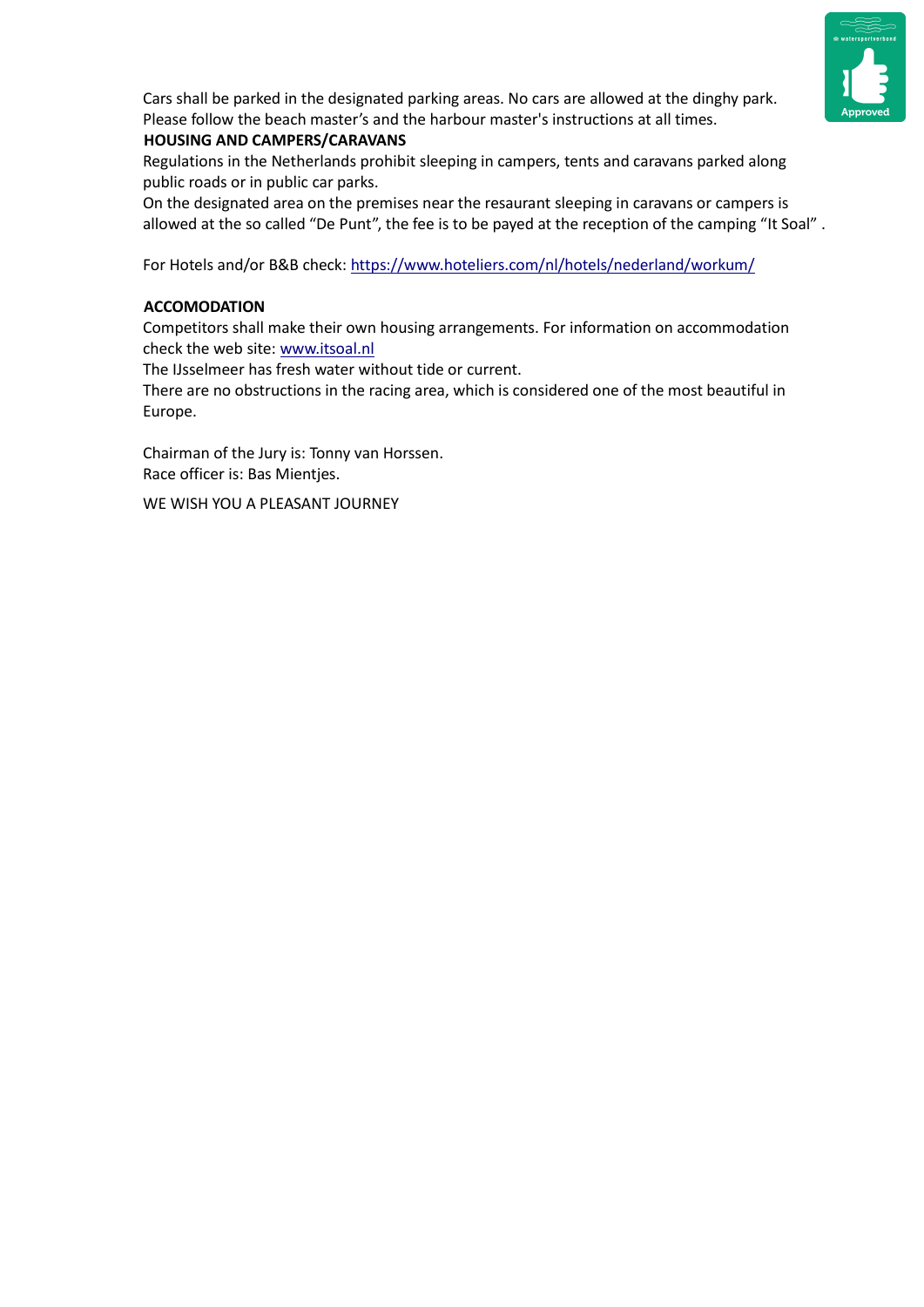Cars shall be parked in the designated parking areas. No cars are allowed at the dinghy park. Please follow the beach master's and the harbour master's instructions at all times.

**HOUSING AND CAMPERS/CARAVANS**

Regulations in the Netherlands prohibit sleeping in campers, tents and caravans parked along public roads or in public car parks.

On the designated area on the premises near the resaurant sleeping in caravans or campers is allowed at the so called "De Punt", the fee is to be payed at the reception of the camping "It Soal" .

For Hotels and/or B&B check: https://www.hoteliers.com/nl/hotels/nederland/workum/

**ACCOMODATION**

Competitors shall make their own housing arrangements. For information on accommodation check the web site: www.itsoal.nl

The IJsselmeer has fresh water without tide or current.

There are no obstructions in the racing area, which is considered one of the most beautiful in Europe.

Chairman of the Jury is: Tonny van Horssen.

Race officer is: Bas Mientjes.

WE WISH YOU A PLEASANT JOURNEY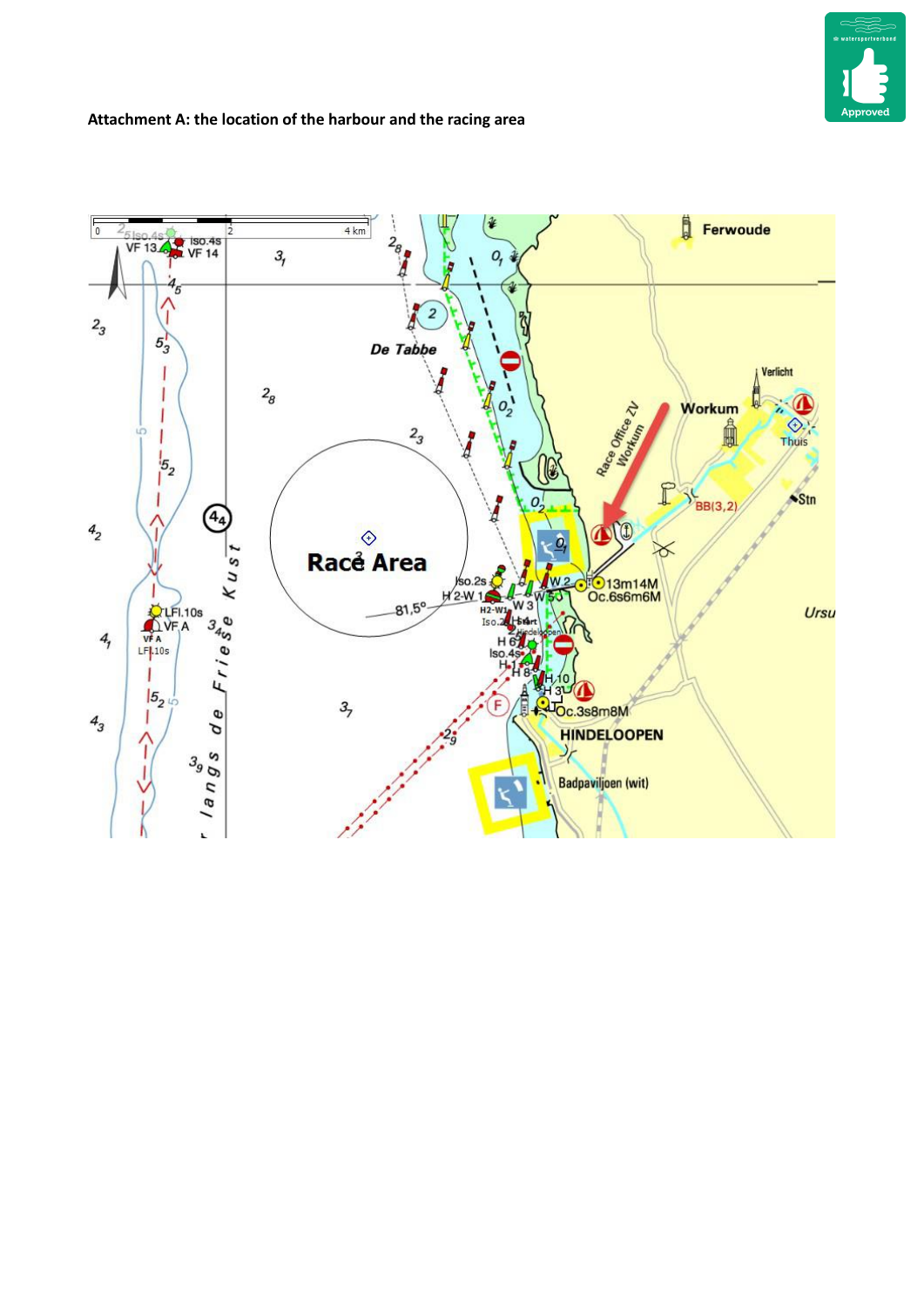**Attachment A: the location of the harbour and the racing area**

Ferwoude

De Tabbe

Race Area

Race Office ZV Workum

Workum

Verlicht

Thuis

BB(3,2)

Stn

13m14M

Oc.6s6m6M

Ursu

81,5°

HINDELOOPEN

Oc.3s8m8M

Badpaviljoen (wit)

Vaarwater langs de Friese Kust

0 2 4 km